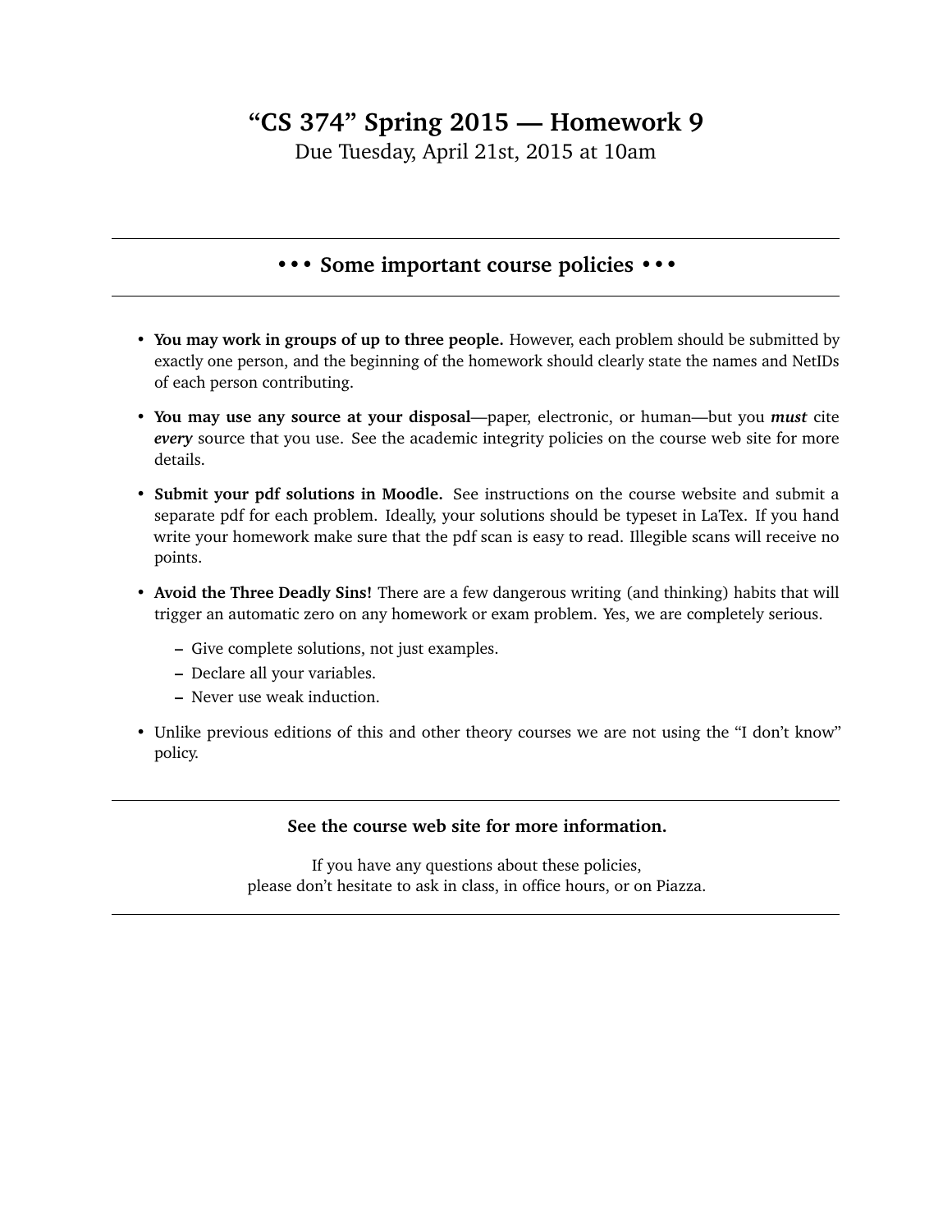# "CS 374" Spring 2015 — Homework 9

Due Tuesday, April 21st, 2015 at 10am

---

## • • • Some important course policies • • •

---

- **You may work in groups of up to three people.** However, each problem should be submitted by exactly one person, and the beginning of the homework should clearly state the names and NetIDs of each person contributing.
- **You may use any source at your disposal**—paper, electronic, or human—but you ***must*** cite ***every*** source that you use. See the academic integrity policies on the course web site for more details.
- **Submit your pdf solutions in Moodle.** See instructions on the course website and submit a separate pdf for each problem. Ideally, your solutions should be typeset in LaTex. If you hand write your homework make sure that the pdf scan is easy to read. Illegible scans will receive no points.
- **Avoid the Three Deadly Sins!** There are a few dangerous writing (and thinking) habits that will trigger an automatic zero on any homework or exam problem. Yes, we are completely serious.
  - Give complete solutions, not just examples.
  - Declare all your variables.
  - Never use weak induction.
- Unlike previous editions of this and other theory courses we are not using the "I don't know" policy.

---

**See the course web site for more information.**

If you have any questions about these policies,
please don't hesitate to ask in class, in office hours, or on Piazza.

---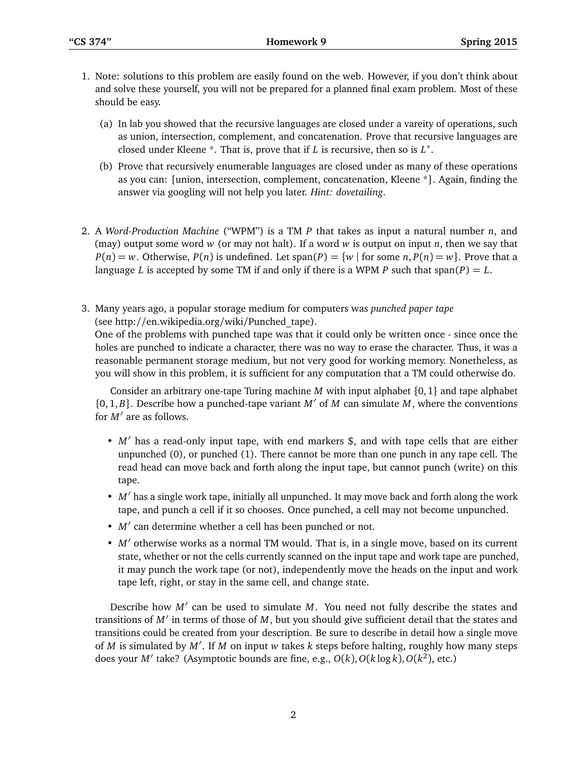1. Note: solutions to this problem are easily found on the web. However, if you don't think about and solve these yourself, you will not be prepared for a planned final exam problem. Most of these should be easy.

   (a) In lab you showed that the recursive languages are closed under a vareity of operations, such as union, intersection, complement, and concatenation. Prove that recursive languages are closed under Kleene *. That is, prove that if $L$ is recursive, then so is $L^*$.

   (b) Prove that recursively enumerable languages are closed under as many of these operations as you can: {union, intersection, complement, concatenation, Kleene *}. Again, finding the answer via googling will not help you later. *Hint: dovetailing*.

2. A *Word-Production Machine* ("WPM") is a TM $P$ that takes as input a natural number $n$, and (may) output some word $w$ (or may not halt). If a word $w$ is output on input $n$, then we say that $P(n) = w$. Otherwise, $P(n)$ is undefined. Let $\text{span}(P) = \{w \mid \text{for some } n, P(n) = w\}$. Prove that a language $L$ is accepted by some TM if and only if there is a WPM $P$ such that $\text{span}(P) = L$.

3. Many years ago, a popular storage medium for computers was *punched paper tape* (see http://en.wikipedia.org/wiki/Punched_tape).
   One of the problems with punched tape was that it could only be written once - since once the holes are punched to indicate a character, there was no way to erase the character. Thus, it was a reasonable permanent storage medium, but not very good for working memory. Nonetheless, as you will show in this problem, it is sufficient for any computation that a TM could otherwise do.

   Consider an arbitrary one-tape Turing machine $M$ with input alphabet $\{0, 1\}$ and tape alphabet $\{0, 1, B\}$. Describe how a punched-tape variant $M'$ of $M$ can simulate $M$, where the conventions for $M'$ are as follows.

   - $M'$ has a read-only input tape, with end markers \$, and with tape cells that are either unpunched (0), or punched (1). There cannot be more than one punch in any tape cell. The read head can move back and forth along the input tape, but cannot punch (write) on this tape.
   - $M'$ has a single work tape, initially all unpunched. It may move back and forth along the work tape, and punch a cell if it so chooses. Once punched, a cell may not become unpunched.
   - $M'$ can determine whether a cell has been punched or not.
   - $M'$ otherwise works as a normal TM would. That is, in a single move, based on its current state, whether or not the cells currently scanned on the input tape and work tape are punched, it may punch the work tape (or not), independently move the heads on the input and work tape left, right, or stay in the same cell, and change state.

   Describe how $M'$ can be used to simulate $M$. You need not fully describe the states and transitions of $M'$ in terms of those of $M$, but you should give sufficient detail that the states and transitions could be created from your description. Be sure to describe in detail how a single move of $M$ is simulated by $M'$. If $M$ on input $w$ takes $k$ steps before halting, roughly how many steps does your $M'$ take? (Asymptotic bounds are fine, e.g., $O(k), O(k \log k), O(k^2)$, etc.)